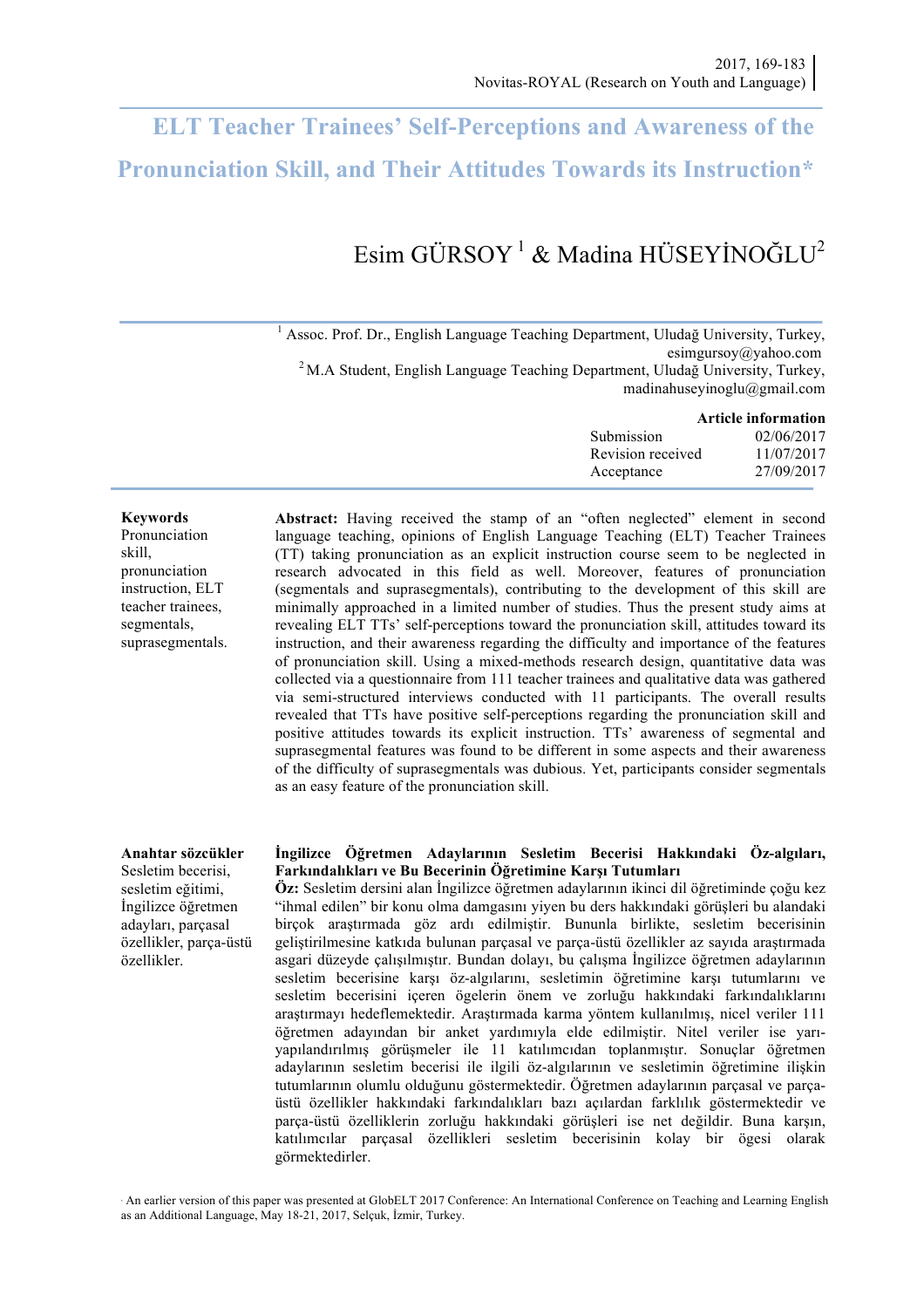# ELT Teacher Trainees' Self-Perceptions and Awareness of the Pronunciation Skill, and Their Attitudes Towards its Instruction*

Esim GÜRSOY [1] & Madina HÜSEYİNOĞLU[2]

[1] Assoc. Prof. Dr., English Language Teaching Department, Uludağ University, Turkey, esimgursoy@yahoo.com

[2] M.A Student, English Language Teaching Department, Uludağ University, Turkey, madinahuseyinoglu@gmail.com

**Article information**

| | |
|---|---|
| Submission | 02/06/2017 |
| Revision received | 11/07/2017 |
| Acceptance | 27/09/2017 |

**Keywords**
Pronunciation skill, pronunciation instruction, ELT teacher trainees, segmentals, suprasegmentals.

**Abstract:** Having received the stamp of an "often neglected" element in second language teaching, opinions of English Language Teaching (ELT) Teacher Trainees (TT) taking pronunciation as an explicit instruction course seem to be neglected in research advocated in this field as well. Moreover, features of pronunciation (segmentals and suprasegmentals), contributing to the development of this skill are minimally approached in a limited number of studies. Thus the present study aims at revealing ELT TTs' self-perceptions toward the pronunciation skill, attitudes toward its instruction, and their awareness regarding the difficulty and importance of the features of pronunciation skill. Using a mixed-methods research design, quantitative data was collected via a questionnaire from 111 teacher trainees and qualitative data was gathered via semi-structured interviews conducted with 11 participants. The overall results revealed that TTs have positive self-perceptions regarding the pronunciation skill and positive attitudes towards its explicit instruction. TTs' awareness of segmental and suprasegmental features was found to be different in some aspects and their awareness of the difficulty of suprasegmentals was dubious. Yet, participants consider segmentals as an easy feature of the pronunciation skill.

**Anahtar sözcükler**
Sesletim becerisi, sesletim eğitimi, İngilizce öğretmen adayları, parçasal özellikler, parça-üstü özellikler.

**İngilizce Öğretmen Adaylarının Sesletim Becerisi Hakkındaki Öz-algıları, Farkındalıkları ve Bu Becerinin Öğretimine Karşı Tutumları**

**Öz:** Sesletim dersini alan İngilizce öğretmen adaylarının ikinci dil öğretiminde çoğu kez "ihmal edilen" bir konu olma damgasını yiyen bu ders hakkındaki görüşleri bu alandaki birçok araştırmada göz ardı edilmiştir. Bununla birlikte, sesletim becerisinin geliştirilmesine katkıda bulunan parçasal ve parça-üstü özellikler az sayıda araştırmada asgari düzeyde çalışılmıştır. Bundan dolayı, bu çalışma İngilizce öğretmen adaylarının sesletim becerisine karşı öz-algılarını, sesletimin öğretimine karşı tutumlarını ve sesletim becerisini içeren ögelerin önem ve zorluğu hakkındaki farkındalıklarını araştırmayı hedeflemektedir. Araştırmada karma yöntem kullanılmış, nicel veriler 111 öğretmen adayından bir anket yardımıyla elde edilmiştir. Nitel veriler ise yarı-yapılandırılmış görüşmeler ile 11 katılımcıdan toplanmıştır. Sonuçlar öğretmen adaylarının sesletim becerisi ile ilgili öz-algılarının ve sesletimin öğretimine ilişkin tutumlarının olumlu olduğunu göstermektedir. Öğretmen adaylarının parçasal ve parça-üstü özellikler hakkındaki farkındalıkları bazı açılardan farklılık göstermektedir ve parça-üstü özelliklerin zorluğu hakkındaki görüşleri ise net değildir. Buna karşın, katılımcılar parçasal özellikleri sesletim becerisinin kolay bir ögesi olarak görmektedirler.

\* An earlier version of this paper was presented at GlobELT 2017 Conference: An International Conference on Teaching and Learning English as an Additional Language, May 18-21, 2017, Selçuk, İzmir, Turkey.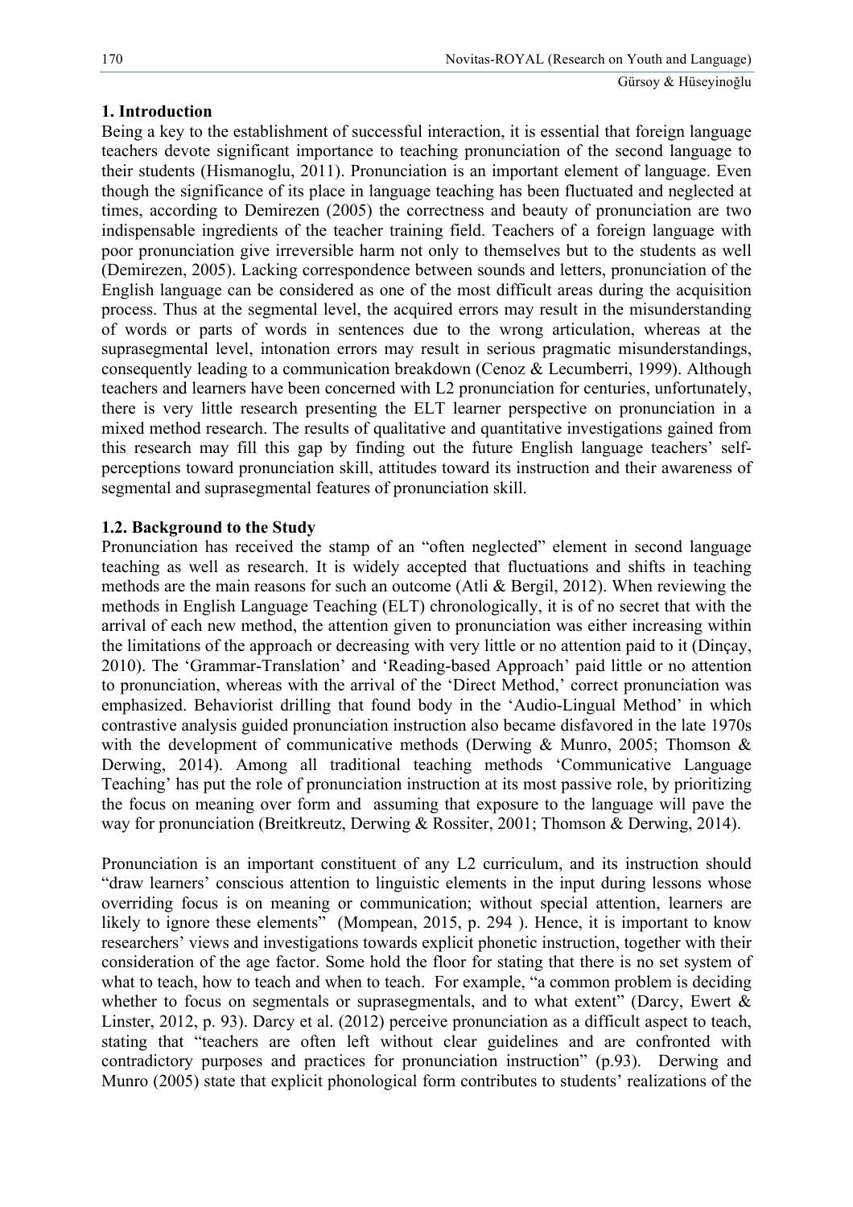## 1. Introduction

Being a key to the establishment of successful interaction, it is essential that foreign language teachers devote significant importance to teaching pronunciation of the second language to their students (Hismanoglu, 2011). Pronunciation is an important element of language. Even though the significance of its place in language teaching has been fluctuated and neglected at times, according to Demirezen (2005) the correctness and beauty of pronunciation are two indispensable ingredients of the teacher training field. Teachers of a foreign language with poor pronunciation give irreversible harm not only to themselves but to the students as well (Demirezen, 2005). Lacking correspondence between sounds and letters, pronunciation of the English language can be considered as one of the most difficult areas during the acquisition process. Thus at the segmental level, the acquired errors may result in the misunderstanding of words or parts of words in sentences due to the wrong articulation, whereas at the suprasegmental level, intonation errors may result in serious pragmatic misunderstandings, consequently leading to a communication breakdown (Cenoz & Lecumberri, 1999). Although teachers and learners have been concerned with L2 pronunciation for centuries, unfortunately, there is very little research presenting the ELT learner perspective on pronunciation in a mixed method research. The results of qualitative and quantitative investigations gained from this research may fill this gap by finding out the future English language teachers' self-perceptions toward pronunciation skill, attitudes toward its instruction and their awareness of segmental and suprasegmental features of pronunciation skill.

### 1.2. Background to the Study

Pronunciation has received the stamp of an "often neglected" element in second language teaching as well as research. It is widely accepted that fluctuations and shifts in teaching methods are the main reasons for such an outcome (Atli & Bergil, 2012). When reviewing the methods in English Language Teaching (ELT) chronologically, it is of no secret that with the arrival of each new method, the attention given to pronunciation was either increasing within the limitations of the approach or decreasing with very little or no attention paid to it (Dinçay, 2010). The 'Grammar-Translation' and 'Reading-based Approach' paid little or no attention to pronunciation, whereas with the arrival of the 'Direct Method,' correct pronunciation was emphasized. Behaviorist drilling that found body in the 'Audio-Lingual Method' in which contrastive analysis guided pronunciation instruction also became disfavored in the late 1970s with the development of communicative methods (Derwing & Munro, 2005; Thomson & Derwing, 2014). Among all traditional teaching methods 'Communicative Language Teaching' has put the role of pronunciation instruction at its most passive role, by prioritizing the focus on meaning over form and assuming that exposure to the language will pave the way for pronunciation (Breitkreutz, Derwing & Rossiter, 2001; Thomson & Derwing, 2014).

Pronunciation is an important constituent of any L2 curriculum, and its instruction should "draw learners' conscious attention to linguistic elements in the input during lessons whose overriding focus is on meaning or communication; without special attention, learners are likely to ignore these elements" (Mompean, 2015, p. 294 ). Hence, it is important to know researchers' views and investigations towards explicit phonetic instruction, together with their consideration of the age factor. Some hold the floor for stating that there is no set system of what to teach, how to teach and when to teach. For example, "a common problem is deciding whether to focus on segmentals or suprasegmentals, and to what extent" (Darcy, Ewert & Linster, 2012, p. 93). Darcy et al. (2012) perceive pronunciation as a difficult aspect to teach, stating that "teachers are often left without clear guidelines and are confronted with contradictory purposes and practices for pronunciation instruction" (p.93). Derwing and Munro (2005) state that explicit phonological form contributes to students' realizations of the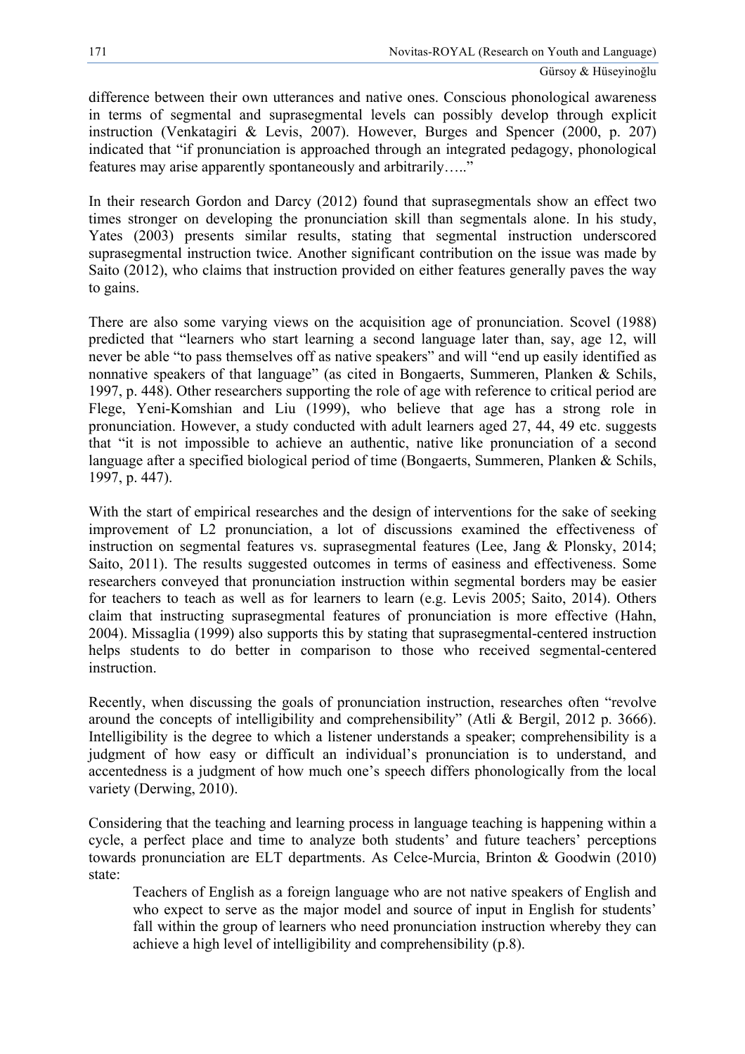difference between their own utterances and native ones. Conscious phonological awareness in terms of segmental and suprasegmental levels can possibly develop through explicit instruction (Venkatagiri & Levis, 2007). However, Burges and Spencer (2000, p. 207) indicated that "if pronunciation is approached through an integrated pedagogy, phonological features may arise apparently spontaneously and arbitrarily….."

In their research Gordon and Darcy (2012) found that suprasegmentals show an effect two times stronger on developing the pronunciation skill than segmentals alone. In his study, Yates (2003) presents similar results, stating that segmental instruction underscored suprasegmental instruction twice. Another significant contribution on the issue was made by Saito (2012), who claims that instruction provided on either features generally paves the way to gains.

There are also some varying views on the acquisition age of pronunciation. Scovel (1988) predicted that "learners who start learning a second language later than, say, age 12, will never be able "to pass themselves off as native speakers" and will "end up easily identified as nonnative speakers of that language" (as cited in Bongaerts, Summeren, Planken & Schils, 1997, p. 448). Other researchers supporting the role of age with reference to critical period are Flege, Yeni-Komshian and Liu (1999), who believe that age has a strong role in pronunciation. However, a study conducted with adult learners aged 27, 44, 49 etc. suggests that "it is not impossible to achieve an authentic, native like pronunciation of a second language after a specified biological period of time (Bongaerts, Summeren, Planken & Schils, 1997, p. 447).

With the start of empirical researches and the design of interventions for the sake of seeking improvement of L2 pronunciation, a lot of discussions examined the effectiveness of instruction on segmental features vs. suprasegmental features (Lee, Jang & Plonsky, 2014; Saito, 2011). The results suggested outcomes in terms of easiness and effectiveness. Some researchers conveyed that pronunciation instruction within segmental borders may be easier for teachers to teach as well as for learners to learn (e.g. Levis 2005; Saito, 2014). Others claim that instructing suprasegmental features of pronunciation is more effective (Hahn, 2004). Missaglia (1999) also supports this by stating that suprasegmental-centered instruction helps students to do better in comparison to those who received segmental-centered instruction.

Recently, when discussing the goals of pronunciation instruction, researches often "revolve around the concepts of intelligibility and comprehensibility" (Atli & Bergil, 2012 p. 3666). Intelligibility is the degree to which a listener understands a speaker; comprehensibility is a judgment of how easy or difficult an individual's pronunciation is to understand, and accentedness is a judgment of how much one's speech differs phonologically from the local variety (Derwing, 2010).

Considering that the teaching and learning process in language teaching is happening within a cycle, a perfect place and time to analyze both students' and future teachers' perceptions towards pronunciation are ELT departments. As Celce-Murcia, Brinton & Goodwin (2010) state:

> Teachers of English as a foreign language who are not native speakers of English and who expect to serve as the major model and source of input in English for students' fall within the group of learners who need pronunciation instruction whereby they can achieve a high level of intelligibility and comprehensibility (p.8).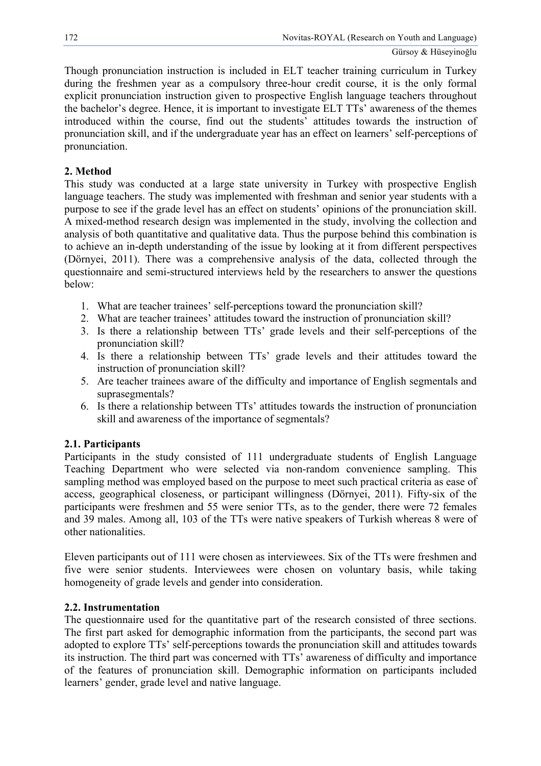Though pronunciation instruction is included in ELT teacher training curriculum in Turkey during the freshmen year as a compulsory three-hour credit course, it is the only formal explicit pronunciation instruction given to prospective English language teachers throughout the bachelor's degree. Hence, it is important to investigate ELT TTs' awareness of the themes introduced within the course, find out the students' attitudes towards the instruction of pronunciation skill, and if the undergraduate year has an effect on learners' self-perceptions of pronunciation.

## 2. Method

This study was conducted at a large state university in Turkey with prospective English language teachers. The study was implemented with freshman and senior year students with a purpose to see if the grade level has an effect on students' opinions of the pronunciation skill. A mixed-method research design was implemented in the study, involving the collection and analysis of both quantitative and qualitative data. Thus the purpose behind this combination is to achieve an in-depth understanding of the issue by looking at it from different perspectives (Dörnyei, 2011). There was a comprehensive analysis of the data, collected through the questionnaire and semi-structured interviews held by the researchers to answer the questions below:

1. What are teacher trainees' self-perceptions toward the pronunciation skill?
2. What are teacher trainees' attitudes toward the instruction of pronunciation skill?
3. Is there a relationship between TTs' grade levels and their self-perceptions of the pronunciation skill?
4. Is there a relationship between TTs' grade levels and their attitudes toward the instruction of pronunciation skill?
5. Are teacher trainees aware of the difficulty and importance of English segmentals and suprasegmentals?
6. Is there a relationship between TTs' attitudes towards the instruction of pronunciation skill and awareness of the importance of segmentals?

### 2.1. Participants

Participants in the study consisted of 111 undergraduate students of English Language Teaching Department who were selected via non-random convenience sampling. This sampling method was employed based on the purpose to meet such practical criteria as ease of access, geographical closeness, or participant willingness (Dörnyei, 2011). Fifty-six of the participants were freshmen and 55 were senior TTs, as to the gender, there were 72 females and 39 males. Among all, 103 of the TTs were native speakers of Turkish whereas 8 were of other nationalities.

Eleven participants out of 111 were chosen as interviewees. Six of the TTs were freshmen and five were senior students. Interviewees were chosen on voluntary basis, while taking homogeneity of grade levels and gender into consideration.

### 2.2. Instrumentation

The questionnaire used for the quantitative part of the research consisted of three sections. The first part asked for demographic information from the participants, the second part was adopted to explore TTs' self-perceptions towards the pronunciation skill and attitudes towards its instruction. The third part was concerned with TTs' awareness of difficulty and importance of the features of pronunciation skill. Demographic information on participants included learners' gender, grade level and native language.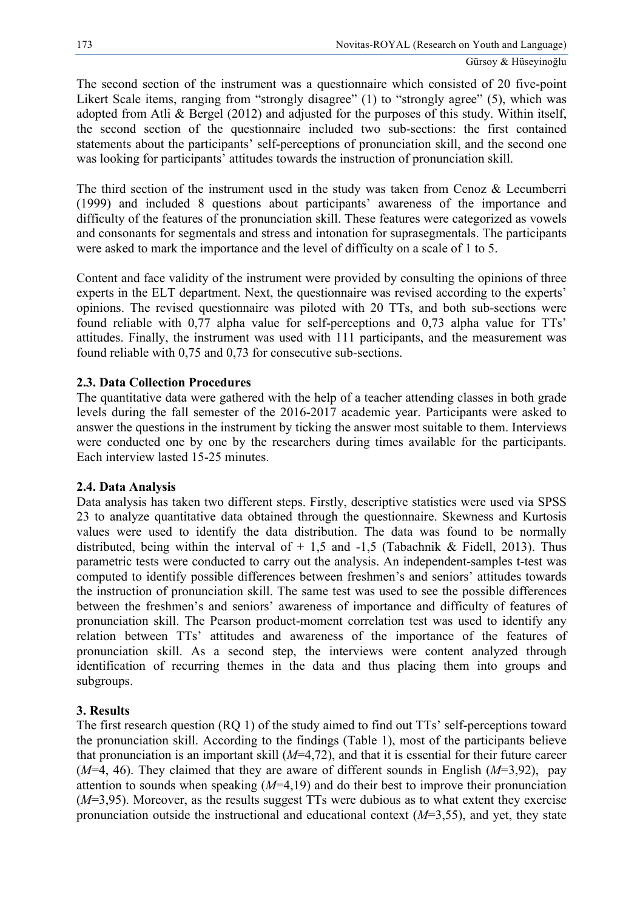The second section of the instrument was a questionnaire which consisted of 20 five-point Likert Scale items, ranging from "strongly disagree" (1) to "strongly agree" (5), which was adopted from Atli & Bergel (2012) and adjusted for the purposes of this study. Within itself, the second section of the questionnaire included two sub-sections: the first contained statements about the participants' self-perceptions of pronunciation skill, and the second one was looking for participants' attitudes towards the instruction of pronunciation skill.

The third section of the instrument used in the study was taken from Cenoz & Lecumberri (1999) and included 8 questions about participants' awareness of the importance and difficulty of the features of the pronunciation skill. These features were categorized as vowels and consonants for segmentals and stress and intonation for suprasegmentals. The participants were asked to mark the importance and the level of difficulty on a scale of 1 to 5.

Content and face validity of the instrument were provided by consulting the opinions of three experts in the ELT department. Next, the questionnaire was revised according to the experts' opinions. The revised questionnaire was piloted with 20 TTs, and both sub-sections were found reliable with 0,77 alpha value for self-perceptions and 0,73 alpha value for TTs' attitudes. Finally, the instrument was used with 111 participants, and the measurement was found reliable with 0,75 and 0,73 for consecutive sub-sections.

### 2.3. Data Collection Procedures

The quantitative data were gathered with the help of a teacher attending classes in both grade levels during the fall semester of the 2016-2017 academic year. Participants were asked to answer the questions in the instrument by ticking the answer most suitable to them. Interviews were conducted one by one by the researchers during times available for the participants. Each interview lasted 15-25 minutes.

### 2.4. Data Analysis

Data analysis has taken two different steps. Firstly, descriptive statistics were used via SPSS 23 to analyze quantitative data obtained through the questionnaire. Skewness and Kurtosis values were used to identify the data distribution. The data was found to be normally distributed, being within the interval of + 1,5 and -1,5 (Tabachnik & Fidell, 2013). Thus parametric tests were conducted to carry out the analysis. An independent-samples t-test was computed to identify possible differences between freshmen's and seniors' attitudes towards the instruction of pronunciation skill. The same test was used to see the possible differences between the freshmen's and seniors' awareness of importance and difficulty of features of pronunciation skill. The Pearson product-moment correlation test was used to identify any relation between TTs' attitudes and awareness of the importance of the features of pronunciation skill. As a second step, the interviews were content analyzed through identification of recurring themes in the data and thus placing them into groups and subgroups.

## 3. Results

The first research question (RQ 1) of the study aimed to find out TTs' self-perceptions toward the pronunciation skill. According to the findings (Table 1), most of the participants believe that pronunciation is an important skill ($M$=4,72), and that it is essential for their future career ($M$=4, 46). They claimed that they are aware of different sounds in English ($M$=3,92), pay attention to sounds when speaking ($M$=4,19) and do their best to improve their pronunciation ($M$=3,95). Moreover, as the results suggest TTs were dubious as to what extent they exercise pronunciation outside the instructional and educational context ($M$=3,55), and yet, they state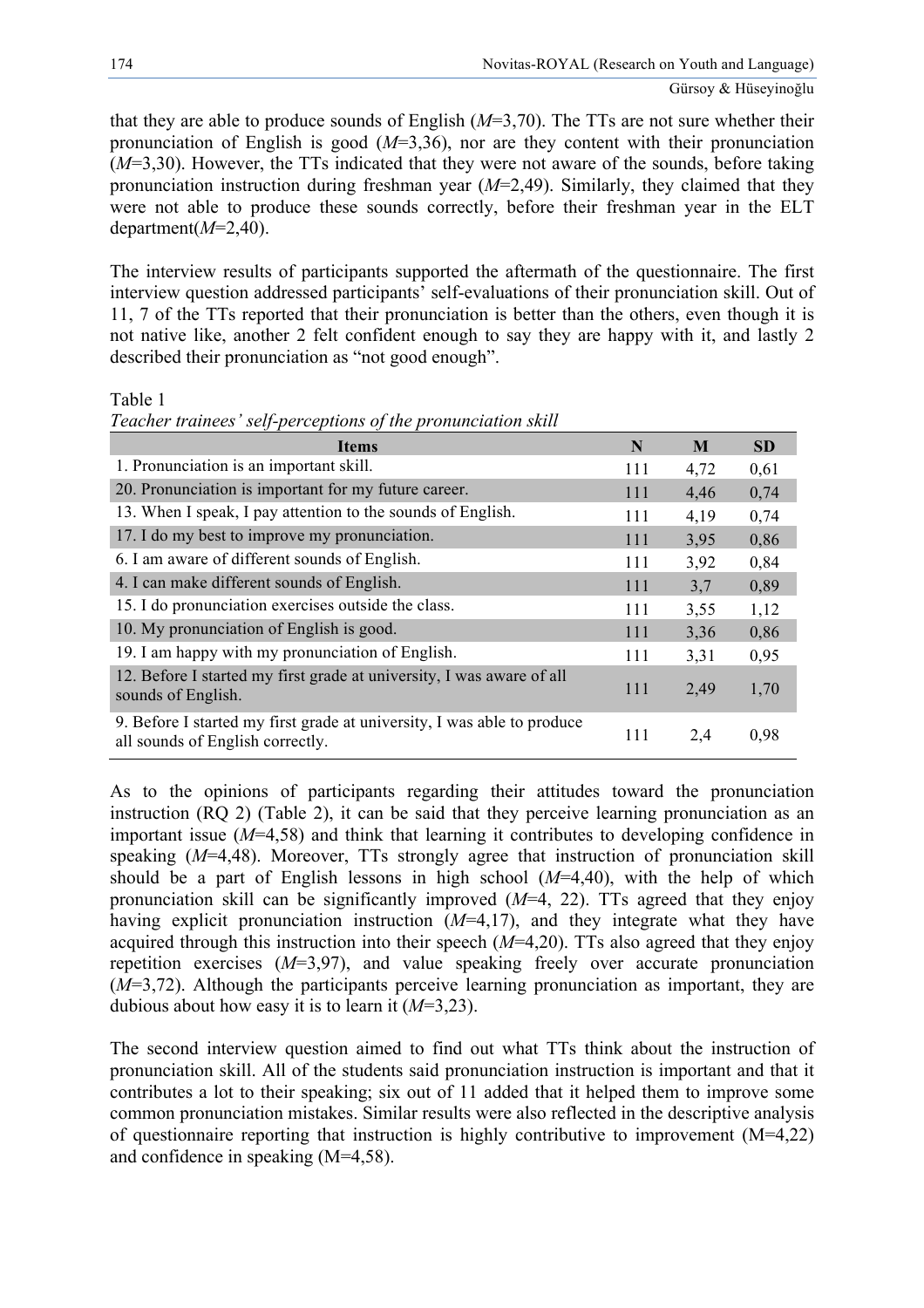that they are able to produce sounds of English (*M*=3,70). The TTs are not sure whether their pronunciation of English is good (*M*=3,36), nor are they content with their pronunciation (*M*=3,30). However, the TTs indicated that they were not aware of the sounds, before taking pronunciation instruction during freshman year (*M*=2,49). Similarly, they claimed that they were not able to produce these sounds correctly, before their freshman year in the ELT department(*M*=2,40).

The interview results of participants supported the aftermath of the questionnaire. The first interview question addressed participants' self-evaluations of their pronunciation skill. Out of 11, 7 of the TTs reported that their pronunciation is better than the others, even though it is not native like, another 2 felt confident enough to say they are happy with it, and lastly 2 described their pronunciation as "not good enough".

Table 1
*Teacher trainees' self-perceptions of the pronunciation skill*

| Items | N | M | SD |
|---|---|---|---|
| 1. Pronunciation is an important skill. | 111 | 4,72 | 0,61 |
| 20. Pronunciation is important for my future career. | 111 | 4,46 | 0,74 |
| 13. When I speak, I pay attention to the sounds of English. | 111 | 4,19 | 0,74 |
| 17. I do my best to improve my pronunciation. | 111 | 3,95 | 0,86 |
| 6. I am aware of different sounds of English. | 111 | 3,92 | 0,84 |
| 4. I can make different sounds of English. | 111 | 3,7 | 0,89 |
| 15. I do pronunciation exercises outside the class. | 111 | 3,55 | 1,12 |
| 10. My pronunciation of English is good. | 111 | 3,36 | 0,86 |
| 19. I am happy with my pronunciation of English. | 111 | 3,31 | 0,95 |
| 12. Before I started my first grade at university, I was aware of all sounds of English. | 111 | 2,49 | 1,70 |
| 9. Before I started my first grade at university, I was able to produce all sounds of English correctly. | 111 | 2,4 | 0,98 |

As to the opinions of participants regarding their attitudes toward the pronunciation instruction (RQ 2) (Table 2), it can be said that they perceive learning pronunciation as an important issue (*M*=4,58) and think that learning it contributes to developing confidence in speaking (*M*=4,48). Moreover, TTs strongly agree that instruction of pronunciation skill should be a part of English lessons in high school (*M*=4,40), with the help of which pronunciation skill can be significantly improved (*M*=4, 22). TTs agreed that they enjoy having explicit pronunciation instruction (*M*=4,17), and they integrate what they have acquired through this instruction into their speech (*M*=4,20). TTs also agreed that they enjoy repetition exercises (*M*=3,97), and value speaking freely over accurate pronunciation (*M*=3,72). Although the participants perceive learning pronunciation as important, they are dubious about how easy it is to learn it (*M*=3,23).

The second interview question aimed to find out what TTs think about the instruction of pronunciation skill. All of the students said pronunciation instruction is important and that it contributes a lot to their speaking; six out of 11 added that it helped them to improve some common pronunciation mistakes. Similar results were also reflected in the descriptive analysis of questionnaire reporting that instruction is highly contributive to improvement (M=4,22) and confidence in speaking (M=4,58).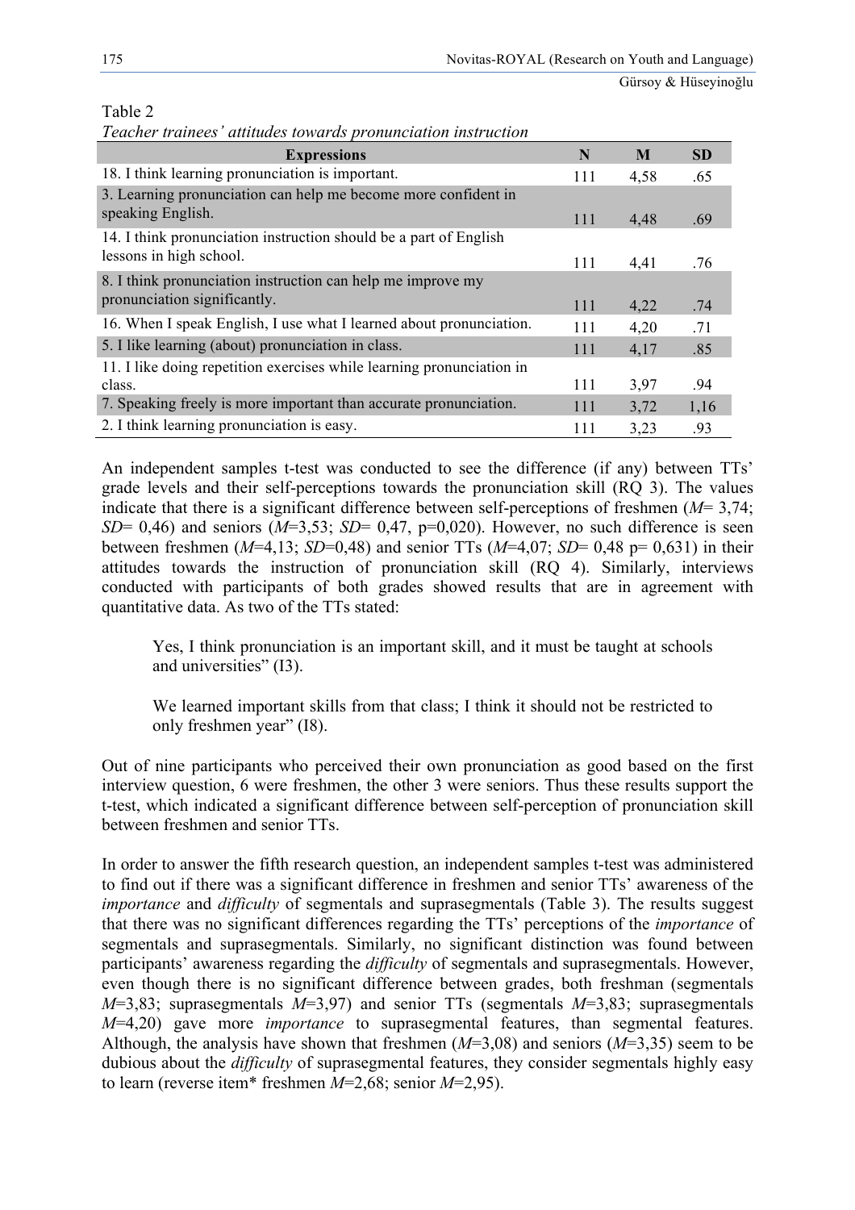Table 2

*Teacher trainees' attitudes towards pronunciation instruction*

| Expressions | N | M | SD |
|---|---|---|---|
| 18. I think learning pronunciation is important. | 111 | 4,58 | .65 |
| 3. Learning pronunciation can help me become more confident in speaking English. | 111 | 4,48 | .69 |
| 14. I think pronunciation instruction should be a part of English lessons in high school. | 111 | 4,41 | .76 |
| 8. I think pronunciation instruction can help me improve my pronunciation significantly. | 111 | 4,22 | .74 |
| 16. When I speak English, I use what I learned about pronunciation. | 111 | 4,20 | .71 |
| 5. I like learning (about) pronunciation in class. | 111 | 4,17 | .85 |
| 11. I like doing repetition exercises while learning pronunciation in class. | 111 | 3,97 | .94 |
| 7. Speaking freely is more important than accurate pronunciation. | 111 | 3,72 | 1,16 |
| 2. I think learning pronunciation is easy. | 111 | 3,23 | .93 |

An independent samples t-test was conducted to see the difference (if any) between TTs' grade levels and their self-perceptions towards the pronunciation skill (RQ 3). The values indicate that there is a significant difference between self-perceptions of freshmen ($M$= 3,74; $SD$= 0,46) and seniors ($M$=3,53; $SD$= 0,47, p=0,020). However, no such difference is seen between freshmen ($M$=4,13; $SD$=0,48) and senior TTs ($M$=4,07; $SD$= 0,48 p= 0,631) in their attitudes towards the instruction of pronunciation skill (RQ 4). Similarly, interviews conducted with participants of both grades showed results that are in agreement with quantitative data. As two of the TTs stated:

> Yes, I think pronunciation is an important skill, and it must be taught at schools and universities" (I3).
>
> We learned important skills from that class; I think it should not be restricted to only freshmen year" (I8).

Out of nine participants who perceived their own pronunciation as good based on the first interview question, 6 were freshmen, the other 3 were seniors. Thus these results support the t-test, which indicated a significant difference between self-perception of pronunciation skill between freshmen and senior TTs.

In order to answer the fifth research question, an independent samples t-test was administered to find out if there was a significant difference in freshmen and senior TTs' awareness of the *importance* and *difficulty* of segmentals and suprasegmentals (Table 3). The results suggest that there was no significant differences regarding the TTs' perceptions of the *importance* of segmentals and suprasegmentals. Similarly, no significant distinction was found between participants' awareness regarding the *difficulty* of segmentals and suprasegmentals. However, even though there is no significant difference between grades, both freshman (segmentals $M$=3,83; suprasegmentals $M$=3,97) and senior TTs (segmentals $M$=3,83; suprasegmentals $M$=4,20) gave more *importance* to suprasegmental features, than segmental features. Although, the analysis have shown that freshmen ($M$=3,08) and seniors ($M$=3,35) seem to be dubious about the *difficulty* of suprasegmental features, they consider segmentals highly easy to learn (reverse item* freshmen $M$=2,68; senior $M$=2,95).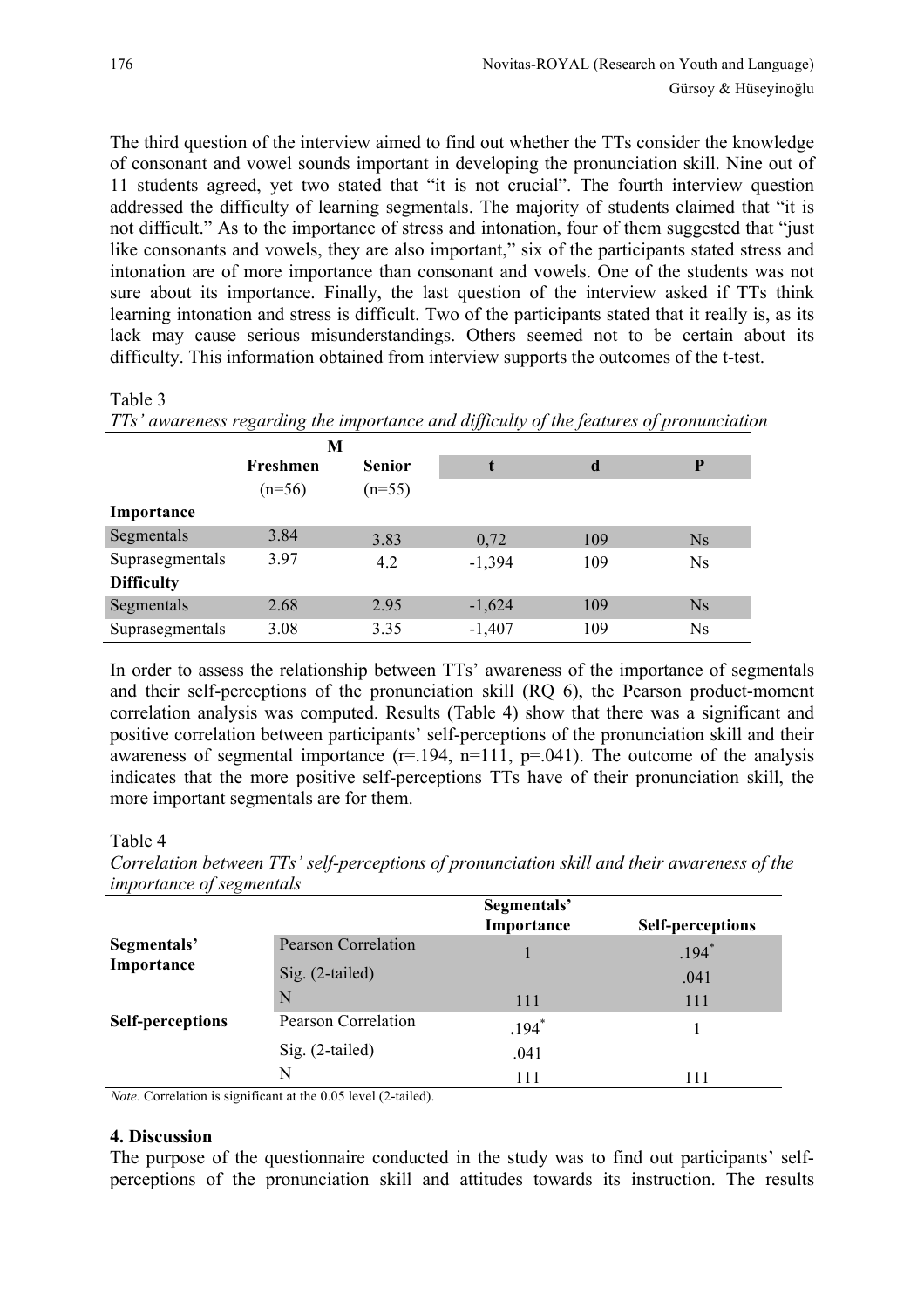The third question of the interview aimed to find out whether the TTs consider the knowledge of consonant and vowel sounds important in developing the pronunciation skill. Nine out of 11 students agreed, yet two stated that "it is not crucial". The fourth interview question addressed the difficulty of learning segmentals. The majority of students claimed that "it is not difficult." As to the importance of stress and intonation, four of them suggested that "just like consonants and vowels, they are also important," six of the participants stated stress and intonation are of more importance than consonant and vowels. One of the students was not sure about its importance. Finally, the last question of the interview asked if TTs think learning intonation and stress is difficult. Two of the participants stated that it really is, as its lack may cause serious misunderstandings. Others seemed not to be certain about its difficulty. This information obtained from interview supports the outcomes of the t-test.

Table 3

*TTs' awareness regarding the importance and difficulty of the features of pronunciation*

| | M | | t | d | P |
|---|---|---|---|---|---|
| | **Freshmen** (n=56) | **Senior** (n=55) | | | |
| **Importance** | | | | | |
| Segmentals | 3.84 | 3.83 | 0,72 | 109 | Ns |
| Suprasegmentals | 3.97 | 4.2 | -1,394 | 109 | Ns |
| **Difficulty** | | | | | |
| Segmentals | 2.68 | 2.95 | -1,624 | 109 | Ns |
| Suprasegmentals | 3.08 | 3.35 | -1,407 | 109 | Ns |

In order to assess the relationship between TTs' awareness of the importance of segmentals and their self-perceptions of the pronunciation skill (RQ 6), the Pearson product-moment correlation analysis was computed. Results (Table 4) show that there was a significant and positive correlation between participants' self-perceptions of the pronunciation skill and their awareness of segmental importance ($r=.194$, $n=111$, $p=.041$). The outcome of the analysis indicates that the more positive self-perceptions TTs have of their pronunciation skill, the more important segmentals are for them.

Table 4

*Correlation between TTs' self-perceptions of pronunciation skill and their awareness of the importance of segmentals*

| | | Segmentals' Importance | Self-perceptions |
|---|---|---|---|
| **Segmentals' Importance** | Pearson Correlation | 1 | .194* |
| | Sig. (2-tailed) | | .041 |
| | N | 111 | 111 |
| **Self-perceptions** | Pearson Correlation | .194* | 1 |
| | Sig. (2-tailed) | .041 | |
| | N | 111 | 111 |

*Note.* Correlation is significant at the 0.05 level (2-tailed).

## 4. Discussion

The purpose of the questionnaire conducted in the study was to find out participants' self-perceptions of the pronunciation skill and attitudes towards its instruction. The results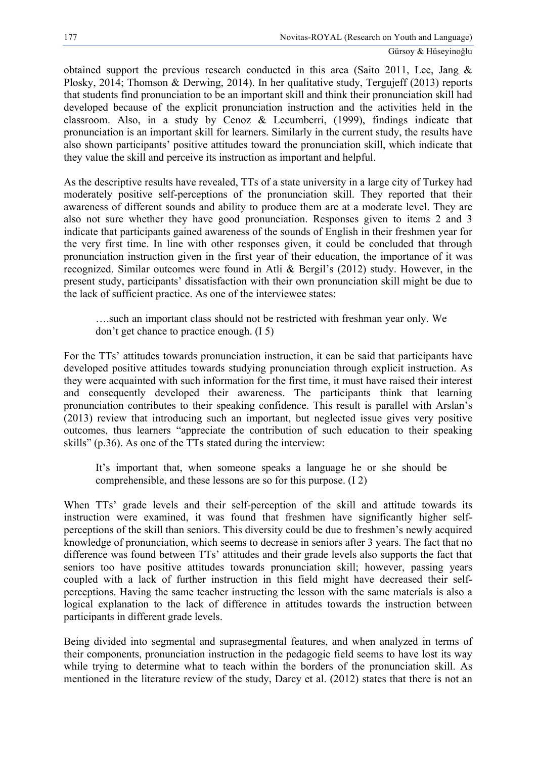obtained support the previous research conducted in this area (Saito 2011, Lee, Jang & Plosky, 2014; Thomson & Derwing, 2014). In her qualitative study, Tergujeff (2013) reports that students find pronunciation to be an important skill and think their pronunciation skill had developed because of the explicit pronunciation instruction and the activities held in the classroom. Also, in a study by Cenoz & Lecumberri, (1999), findings indicate that pronunciation is an important skill for learners. Similarly in the current study, the results have also shown participants' positive attitudes toward the pronunciation skill, which indicate that they value the skill and perceive its instruction as important and helpful.

As the descriptive results have revealed, TTs of a state university in a large city of Turkey had moderately positive self-perceptions of the pronunciation skill. They reported that their awareness of different sounds and ability to produce them are at a moderate level. They are also not sure whether they have good pronunciation. Responses given to items 2 and 3 indicate that participants gained awareness of the sounds of English in their freshmen year for the very first time. In line with other responses given, it could be concluded that through pronunciation instruction given in the first year of their education, the importance of it was recognized. Similar outcomes were found in Atli & Bergil's (2012) study. However, in the present study, participants' dissatisfaction with their own pronunciation skill might be due to the lack of sufficient practice. As one of the interviewee states:

> ….such an important class should not be restricted with freshman year only. We don't get chance to practice enough. (I 5)

For the TTs' attitudes towards pronunciation instruction, it can be said that participants have developed positive attitudes towards studying pronunciation through explicit instruction. As they were acquainted with such information for the first time, it must have raised their interest and consequently developed their awareness. The participants think that learning pronunciation contributes to their speaking confidence. This result is parallel with Arslan's (2013) review that introducing such an important, but neglected issue gives very positive outcomes, thus learners "appreciate the contribution of such education to their speaking skills" (p.36). As one of the TTs stated during the interview:

> It's important that, when someone speaks a language he or she should be comprehensible, and these lessons are so for this purpose. (I 2)

When TTs' grade levels and their self-perception of the skill and attitude towards its instruction were examined, it was found that freshmen have significantly higher self-perceptions of the skill than seniors. This diversity could be due to freshmen's newly acquired knowledge of pronunciation, which seems to decrease in seniors after 3 years. The fact that no difference was found between TTs' attitudes and their grade levels also supports the fact that seniors too have positive attitudes towards pronunciation skill; however, passing years coupled with a lack of further instruction in this field might have decreased their self-perceptions. Having the same teacher instructing the lesson with the same materials is also a logical explanation to the lack of difference in attitudes towards the instruction between participants in different grade levels.

Being divided into segmental and suprasegmental features, and when analyzed in terms of their components, pronunciation instruction in the pedagogic field seems to have lost its way while trying to determine what to teach within the borders of the pronunciation skill. As mentioned in the literature review of the study, Darcy et al. (2012) states that there is not an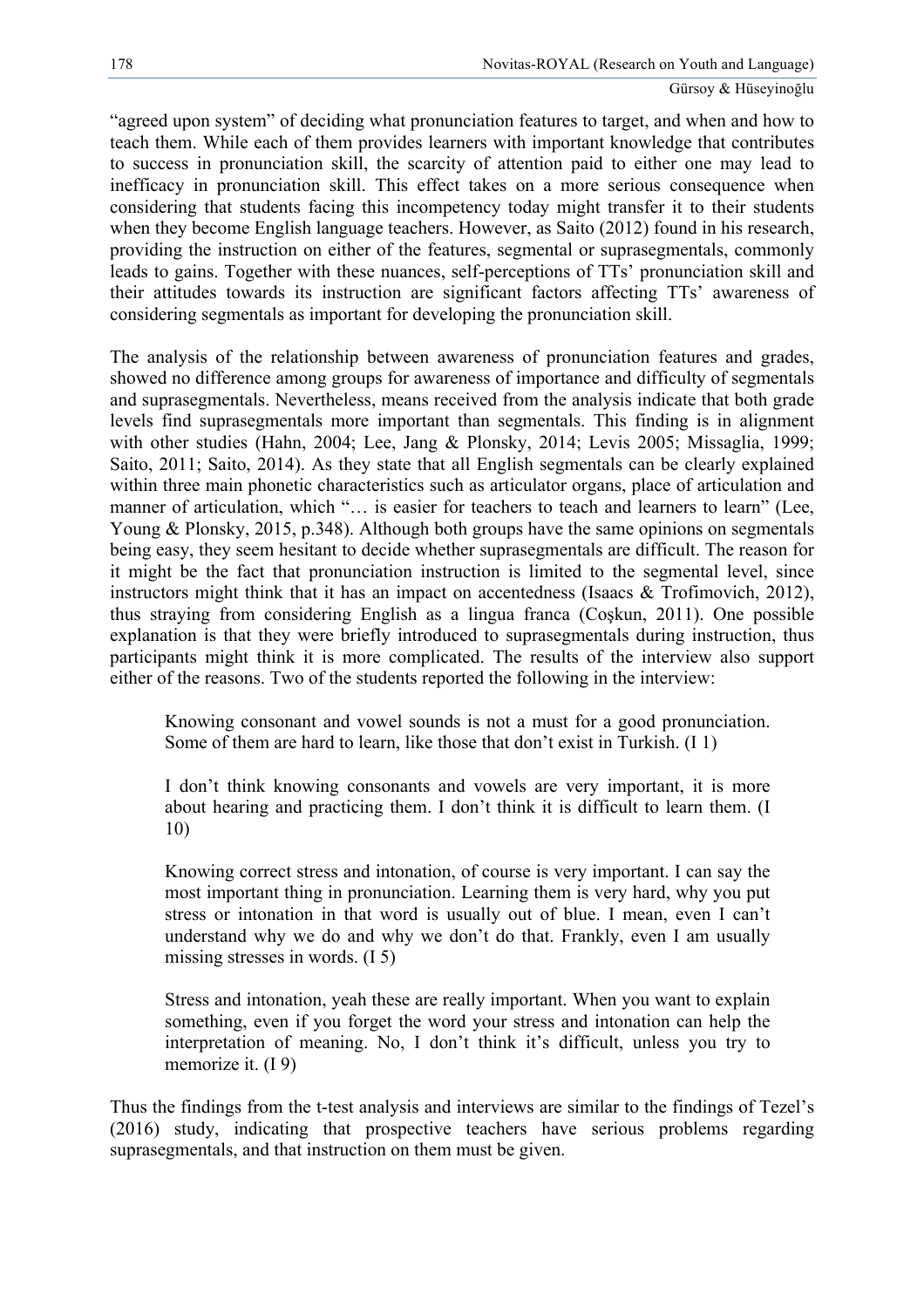"agreed upon system" of deciding what pronunciation features to target, and when and how to teach them. While each of them provides learners with important knowledge that contributes to success in pronunciation skill, the scarcity of attention paid to either one may lead to inefficacy in pronunciation skill. This effect takes on a more serious consequence when considering that students facing this incompetency today might transfer it to their students when they become English language teachers. However, as Saito (2012) found in his research, providing the instruction on either of the features, segmental or suprasegmentals, commonly leads to gains. Together with these nuances, self-perceptions of TTs' pronunciation skill and their attitudes towards its instruction are significant factors affecting TTs' awareness of considering segmentals as important for developing the pronunciation skill.

The analysis of the relationship between awareness of pronunciation features and grades, showed no difference among groups for awareness of importance and difficulty of segmentals and suprasegmentals. Nevertheless, means received from the analysis indicate that both grade levels find suprasegmentals more important than segmentals. This finding is in alignment with other studies (Hahn, 2004; Lee, Jang & Plonsky, 2014; Levis 2005; Missaglia, 1999; Saito, 2011; Saito, 2014). As they state that all English segmentals can be clearly explained within three main phonetic characteristics such as articulator organs, place of articulation and manner of articulation, which "… is easier for teachers to teach and learners to learn" (Lee, Young & Plonsky, 2015, p.348). Although both groups have the same opinions on segmentals being easy, they seem hesitant to decide whether suprasegmentals are difficult. The reason for it might be the fact that pronunciation instruction is limited to the segmental level, since instructors might think that it has an impact on accentedness (Isaacs & Trofimovich, 2012), thus straying from considering English as a lingua franca (Coşkun, 2011). One possible explanation is that they were briefly introduced to suprasegmentals during instruction, thus participants might think it is more complicated. The results of the interview also support either of the reasons. Two of the students reported the following in the interview:

> Knowing consonant and vowel sounds is not a must for a good pronunciation. Some of them are hard to learn, like those that don't exist in Turkish. (I 1)

> I don't think knowing consonants and vowels are very important, it is more about hearing and practicing them. I don't think it is difficult to learn them. (I 10)

> Knowing correct stress and intonation, of course is very important. I can say the most important thing in pronunciation. Learning them is very hard, why you put stress or intonation in that word is usually out of blue. I mean, even I can't understand why we do and why we don't do that. Frankly, even I am usually missing stresses in words. (I 5)

> Stress and intonation, yeah these are really important. When you want to explain something, even if you forget the word your stress and intonation can help the interpretation of meaning. No, I don't think it's difficult, unless you try to memorize it. (I 9)

Thus the findings from the t-test analysis and interviews are similar to the findings of Tezel's (2016) study, indicating that prospective teachers have serious problems regarding suprasegmentals, and that instruction on them must be given.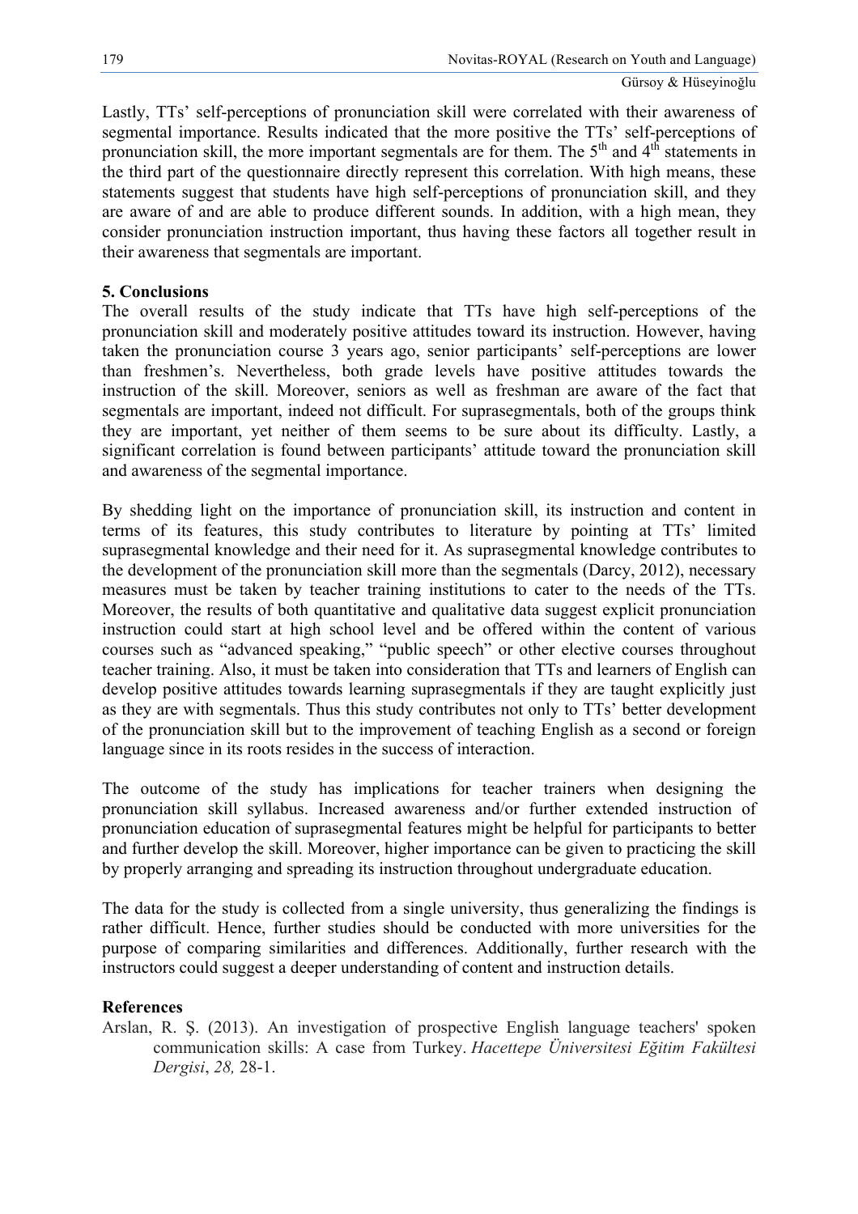Lastly, TTs' self-perceptions of pronunciation skill were correlated with their awareness of segmental importance. Results indicated that the more positive the TTs' self-perceptions of pronunciation skill, the more important segmentals are for them. The 5th and 4th statements in the third part of the questionnaire directly represent this correlation. With high means, these statements suggest that students have high self-perceptions of pronunciation skill, and they are aware of and are able to produce different sounds. In addition, with a high mean, they consider pronunciation instruction important, thus having these factors all together result in their awareness that segmentals are important.

## 5. Conclusions

The overall results of the study indicate that TTs have high self-perceptions of the pronunciation skill and moderately positive attitudes toward its instruction. However, having taken the pronunciation course 3 years ago, senior participants' self-perceptions are lower than freshmen's. Nevertheless, both grade levels have positive attitudes towards the instruction of the skill. Moreover, seniors as well as freshman are aware of the fact that segmentals are important, indeed not difficult. For suprasegmentals, both of the groups think they are important, yet neither of them seems to be sure about its difficulty. Lastly, a significant correlation is found between participants' attitude toward the pronunciation skill and awareness of the segmental importance.

By shedding light on the importance of pronunciation skill, its instruction and content in terms of its features, this study contributes to literature by pointing at TTs' limited suprasegmental knowledge and their need for it. As suprasegmental knowledge contributes to the development of the pronunciation skill more than the segmentals (Darcy, 2012), necessary measures must be taken by teacher training institutions to cater to the needs of the TTs. Moreover, the results of both quantitative and qualitative data suggest explicit pronunciation instruction could start at high school level and be offered within the content of various courses such as "advanced speaking," "public speech" or other elective courses throughout teacher training. Also, it must be taken into consideration that TTs and learners of English can develop positive attitudes towards learning suprasegmentals if they are taught explicitly just as they are with segmentals. Thus this study contributes not only to TTs' better development of the pronunciation skill but to the improvement of teaching English as a second or foreign language since in its roots resides in the success of interaction.

The outcome of the study has implications for teacher trainers when designing the pronunciation skill syllabus. Increased awareness and/or further extended instruction of pronunciation education of suprasegmental features might be helpful for participants to better and further develop the skill. Moreover, higher importance can be given to practicing the skill by properly arranging and spreading its instruction throughout undergraduate education.

The data for the study is collected from a single university, thus generalizing the findings is rather difficult. Hence, further studies should be conducted with more universities for the purpose of comparing similarities and differences. Additionally, further research with the instructors could suggest a deeper understanding of content and instruction details.

## References

Arslan, R. Ş. (2013). An investigation of prospective English language teachers' spoken communication skills: A case from Turkey. *Hacettepe Üniversitesi Eğitim Fakültesi Dergisi*, *28,* 28-1.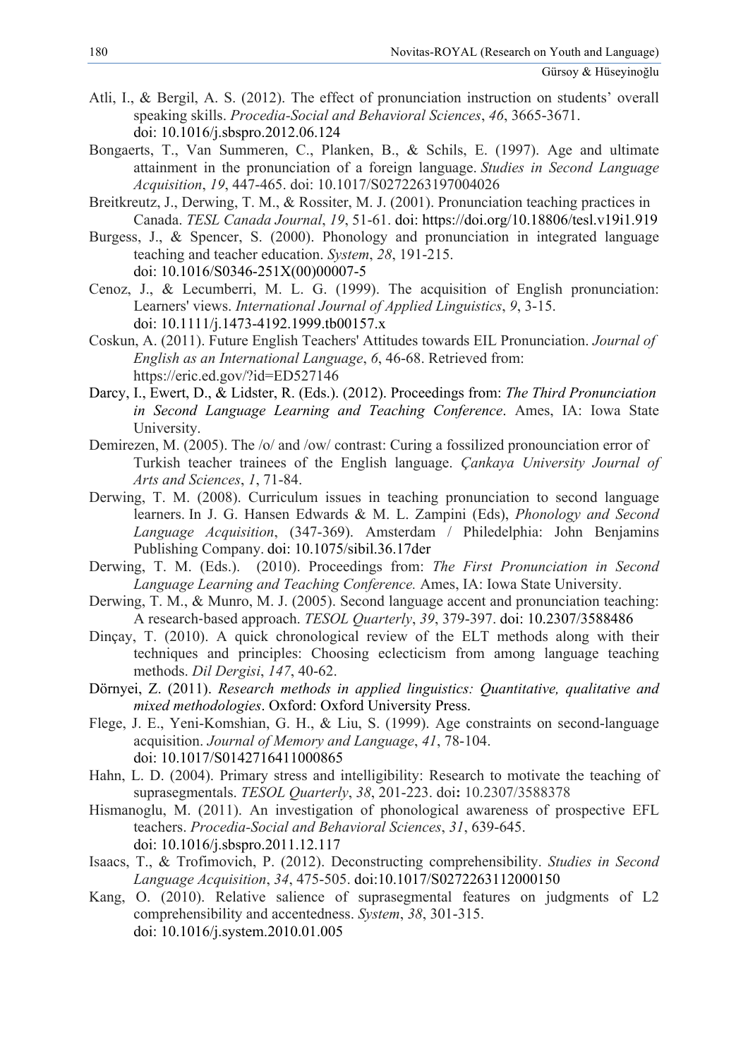Atli, I., & Bergil, A. S. (2012). The effect of pronunciation instruction on students' overall speaking skills. *Procedia-Social and Behavioral Sciences*, *46*, 3665-3671. doi: 10.1016/j.sbspro.2012.06.124

Bongaerts, T., Van Summeren, C., Planken, B., & Schils, E. (1997). Age and ultimate attainment in the pronunciation of a foreign language. *Studies in Second Language Acquisition*, *19*, 447-465. doi: 10.1017/S0272263197004026

Breitkreutz, J., Derwing, T. M., & Rossiter, M. J. (2001). Pronunciation teaching practices in Canada. *TESL Canada Journal*, *19*, 51-61. doi: https://doi.org/10.18806/tesl.v19i1.919

Burgess, J., & Spencer, S. (2000). Phonology and pronunciation in integrated language teaching and teacher education. *System*, *28*, 191-215. doi: 10.1016/S0346-251X(00)00007-5

Cenoz, J., & Lecumberri, M. L. G. (1999). The acquisition of English pronunciation: Learners' views. *International Journal of Applied Linguistics*, *9*, 3-15. doi: 10.1111/j.1473-4192.1999.tb00157.x

Coskun, A. (2011). Future English Teachers' Attitudes towards EIL Pronunciation. *Journal of English as an International Language*, *6*, 46-68. Retrieved from: https://eric.ed.gov/?id=ED527146

Darcy, I., Ewert, D., & Lidster, R. (Eds.). (2012). Proceedings from: *The Third Pronunciation in Second Language Learning and Teaching Conference*. Ames, IA: Iowa State University.

Demirezen, M. (2005). The /o/ and /ow/ contrast: Curing a fossilized pronounciation error of Turkish teacher trainees of the English language. *Çankaya University Journal of Arts and Sciences*, *1*, 71-84.

Derwing, T. M. (2008). Curriculum issues in teaching pronunciation to second language learners. In J. G. Hansen Edwards & M. L. Zampini (Eds), *Phonology and Second Language Acquisition*, (347-369). Amsterdam / Philedelphia: John Benjamins Publishing Company. doi: 10.1075/sibil.36.17der

Derwing, T. M. (Eds.). (2010). Proceedings from: *The First Pronunciation in Second Language Learning and Teaching Conference.* Ames, IA: Iowa State University.

Derwing, T. M., & Munro, M. J. (2005). Second language accent and pronunciation teaching: A research-based approach. *TESOL Quarterly*, *39*, 379-397. doi: 10.2307/3588486

Dinçay, T. (2010). A quick chronological review of the ELT methods along with their techniques and principles: Choosing eclecticism from among language teaching methods. *Dil Dergisi*, *147*, 40-62.

Dörnyei, Z. (2011). *Research methods in applied linguistics: Quantitative, qualitative and mixed methodologies*. Oxford: Oxford University Press.

Flege, J. E., Yeni-Komshian, G. H., & Liu, S. (1999). Age constraints on second-language acquisition. *Journal of Memory and Language*, *41*, 78-104. doi: 10.1017/S0142716411000865

Hahn, L. D. (2004). Primary stress and intelligibility: Research to motivate the teaching of suprasegmentals. *TESOL Quarterly*, *38*, 201-223. doi**:** 10.2307/3588378

Hismanoglu, M. (2011). An investigation of phonological awareness of prospective EFL teachers. *Procedia-Social and Behavioral Sciences*, *31*, 639-645. doi: 10.1016/j.sbspro.2011.12.117

Isaacs, T., & Trofimovich, P. (2012). Deconstructing comprehensibility. *Studies in Second Language Acquisition*, *34*, 475-505. doi:10.1017/S0272263112000150

Kang, O. (2010). Relative salience of suprasegmental features on judgments of L2 comprehensibility and accentedness. *System*, *38*, 301-315. doi: 10.1016/j.system.2010.01.005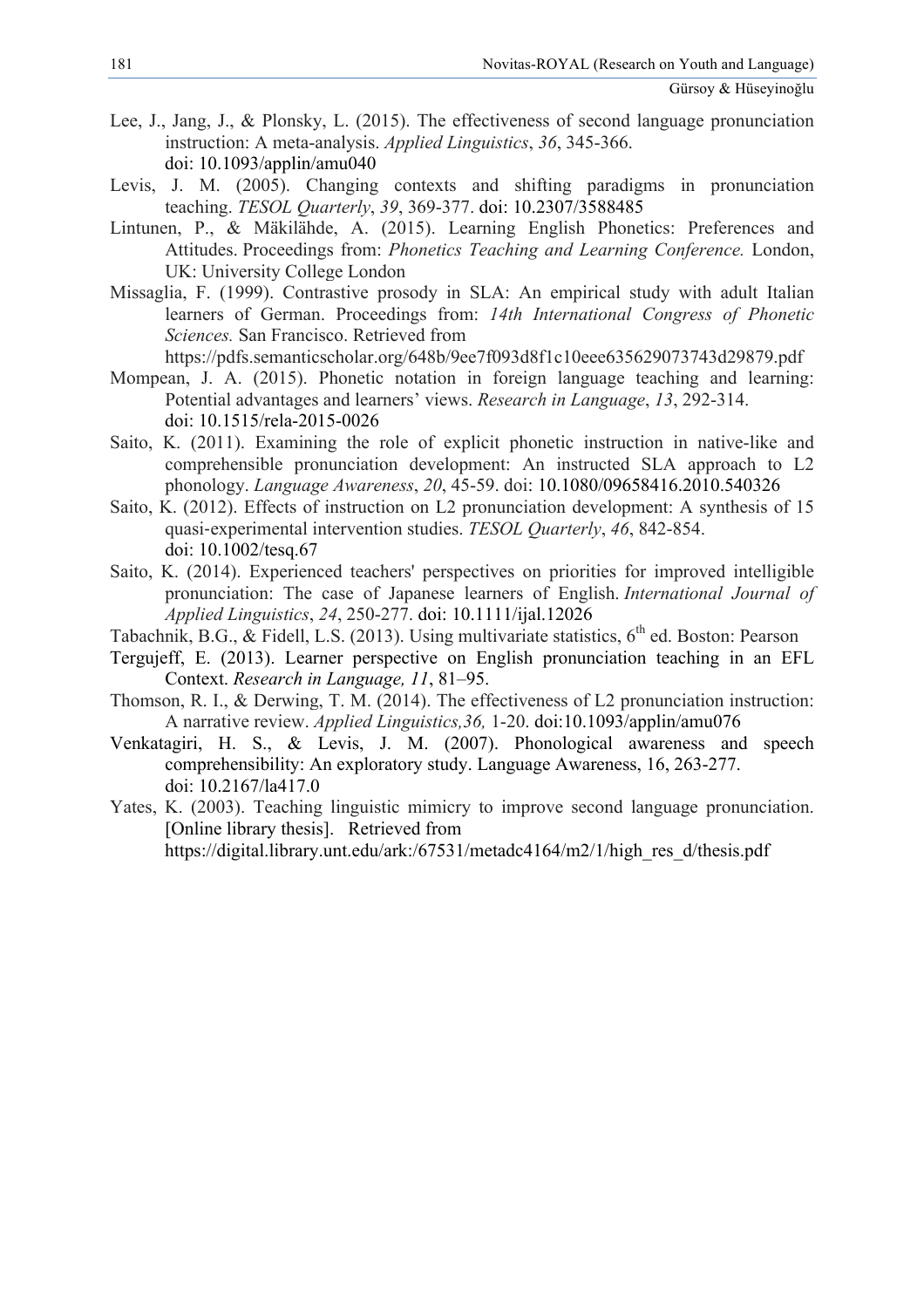Lee, J., Jang, J., & Plonsky, L. (2015). The effectiveness of second language pronunciation instruction: A meta-analysis. *Applied Linguistics*, *36*, 345-366. doi: 10.1093/applin/amu040

Levis, J. M. (2005). Changing contexts and shifting paradigms in pronunciation teaching. *TESOL Quarterly*, *39*, 369-377. doi: 10.2307/3588485

Lintunen, P., & Mäkilähde, A. (2015). Learning English Phonetics: Preferences and Attitudes. Proceedings from: *Phonetics Teaching and Learning Conference.* London, UK: University College London

Missaglia, F. (1999). Contrastive prosody in SLA: An empirical study with adult Italian learners of German. Proceedings from: *14th International Congress of Phonetic Sciences.* San Francisco. Retrieved from https://pdfs.semanticscholar.org/648b/9ee7f093d8f1c10eee635629073743d29879.pdf

Mompean, J. A. (2015). Phonetic notation in foreign language teaching and learning: Potential advantages and learners' views. *Research in Language*, *13*, 292-314. doi: 10.1515/rela-2015-0026

Saito, K. (2011). Examining the role of explicit phonetic instruction in native-like and comprehensible pronunciation development: An instructed SLA approach to L2 phonology. *Language Awareness*, *20*, 45-59. doi: 10.1080/09658416.2010.540326

Saito, K. (2012). Effects of instruction on L2 pronunciation development: A synthesis of 15 quasi-experimental intervention studies. *TESOL Quarterly*, *46*, 842-854. doi: 10.1002/tesq.67

Saito, K. (2014). Experienced teachers' perspectives on priorities for improved intelligible pronunciation: The case of Japanese learners of English. *International Journal of Applied Linguistics*, *24*, 250-277. doi: 10.1111/ijal.12026

Tabachnik, B.G., & Fidell, L.S. (2013). Using multivariate statistics, 6th ed. Boston: Pearson

Tergujeff, E. (2013). Learner perspective on English pronunciation teaching in an EFL Context. *Research in Language, 11*, 81–95.

Thomson, R. I., & Derwing, T. M. (2014). The effectiveness of L2 pronunciation instruction: A narrative review. *Applied Linguistics,36,* 1-20. doi:10.1093/applin/amu076

Venkatagiri, H. S., & Levis, J. M. (2007). Phonological awareness and speech comprehensibility: An exploratory study. Language Awareness, 16, 263-277. doi: 10.2167/la417.0

Yates, K. (2003). Teaching linguistic mimicry to improve second language pronunciation. [Online library thesis]. Retrieved from https://digital.library.unt.edu/ark:/67531/metadc4164/m2/1/high_res_d/thesis.pdf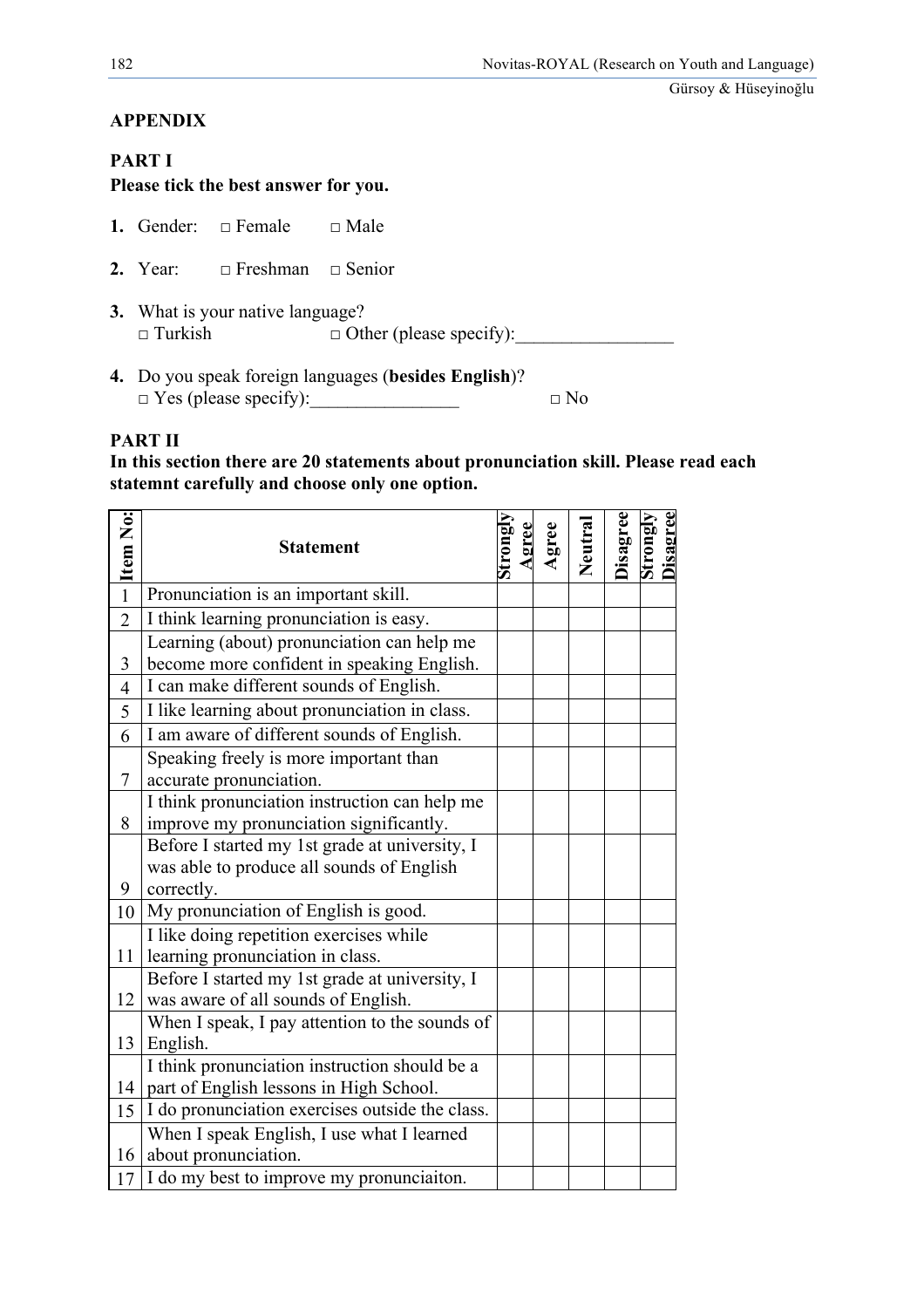## APPENDIX

### PART I

**Please tick the best answer for you.**

1. Gender: □ Female □ Male
2. Year: □ Freshman □ Senior
3. What is your native language?
   □ Turkish □ Other (please specify):_________________
4. Do you speak foreign languages (**besides English**)?
   □ Yes (please specify):________________ □ No

### PART II

**In this section there are 20 statements about pronunciation skill. Please read each statemnt carefully and choose only one option.**

| Item No: | Statement | Strongly Agree | Agree | Neutral | Disagree | Strongly Disagree |
|---|---|---|---|---|---|---|
| 1 | Pronunciation is an important skill. | | | | | |
| 2 | I think learning pronunciation is easy. | | | | | |
| 3 | Learning (about) pronunciation can help me become more confident in speaking English. | | | | | |
| 4 | I can make different sounds of English. | | | | | |
| 5 | I like learning about pronunciation in class. | | | | | |
| 6 | I am aware of different sounds of English. | | | | | |
| 7 | Speaking freely is more important than accurate pronunciation. | | | | | |
| 8 | I think pronunciation instruction can help me improve my pronunciation significantly. | | | | | |
| 9 | Before I started my 1st grade at university, I was able to produce all sounds of English correctly. | | | | | |
| 10 | My pronunciation of English is good. | | | | | |
| 11 | I like doing repetition exercises while learning pronunciation in class. | | | | | |
| 12 | Before I started my 1st grade at university, I was aware of all sounds of English. | | | | | |
| 13 | When I speak, I pay attention to the sounds of English. | | | | | |
| 14 | I think pronunciation instruction should be a part of English lessons in High School. | | | | | |
| 15 | I do pronunciation exercises outside the class. | | | | | |
| 16 | When I speak English, I use what I learned about pronunciation. | | | | | |
| 17 | I do my best to improve my pronunciaiton. | | | | | |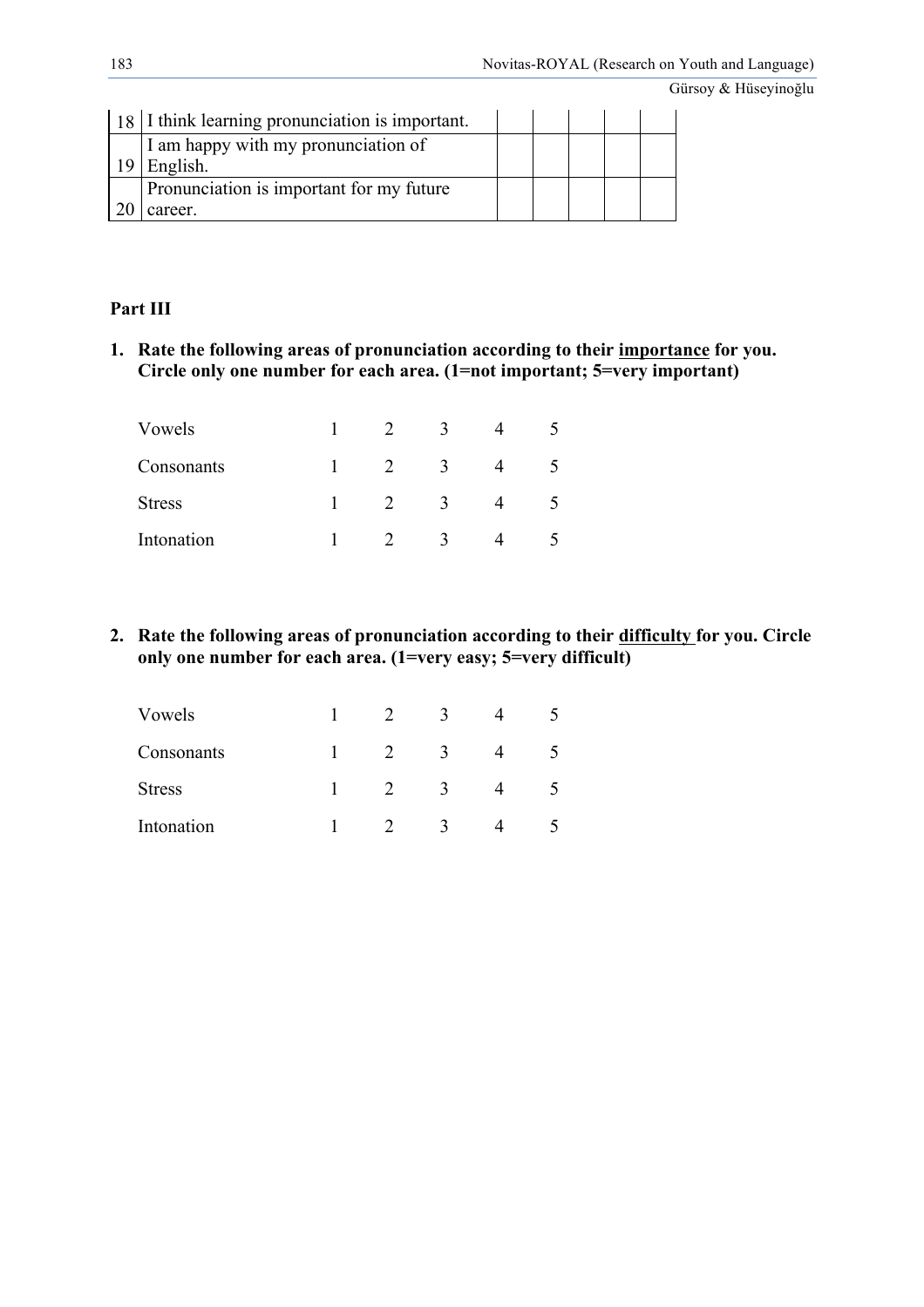| | | | | | | |
|---|---|---|---|---|---|---|
| 18 | I think learning pronunciation is important. | | | | | |
| 19 | I am happy with my pronunciation of English. | | | | | |
| 20 | Pronunciation is important for my future career. | | | | | |

**Part III**

1. **Rate the following areas of pronunciation according to their <u>importance</u> for you. Circle only one number for each area. (1=not important; 5=very important)**

| | | | | | |
|---|---|---|---|---|---|
| Vowels | 1 | 2 | 3 | 4 | 5 |
| Consonants | 1 | 2 | 3 | 4 | 5 |
| Stress | 1 | 2 | 3 | 4 | 5 |
| Intonation | 1 | 2 | 3 | 4 | 5 |

2. **Rate the following areas of pronunciation according to their <u>difficulty</u> for you. Circle only one number for each area. (1=very easy; 5=very difficult)**

| | | | | | |
|---|---|---|---|---|---|
| Vowels | 1 | 2 | 3 | 4 | 5 |
| Consonants | 1 | 2 | 3 | 4 | 5 |
| Stress | 1 | 2 | 3 | 4 | 5 |
| Intonation | 1 | 2 | 3 | 4 | 5 |